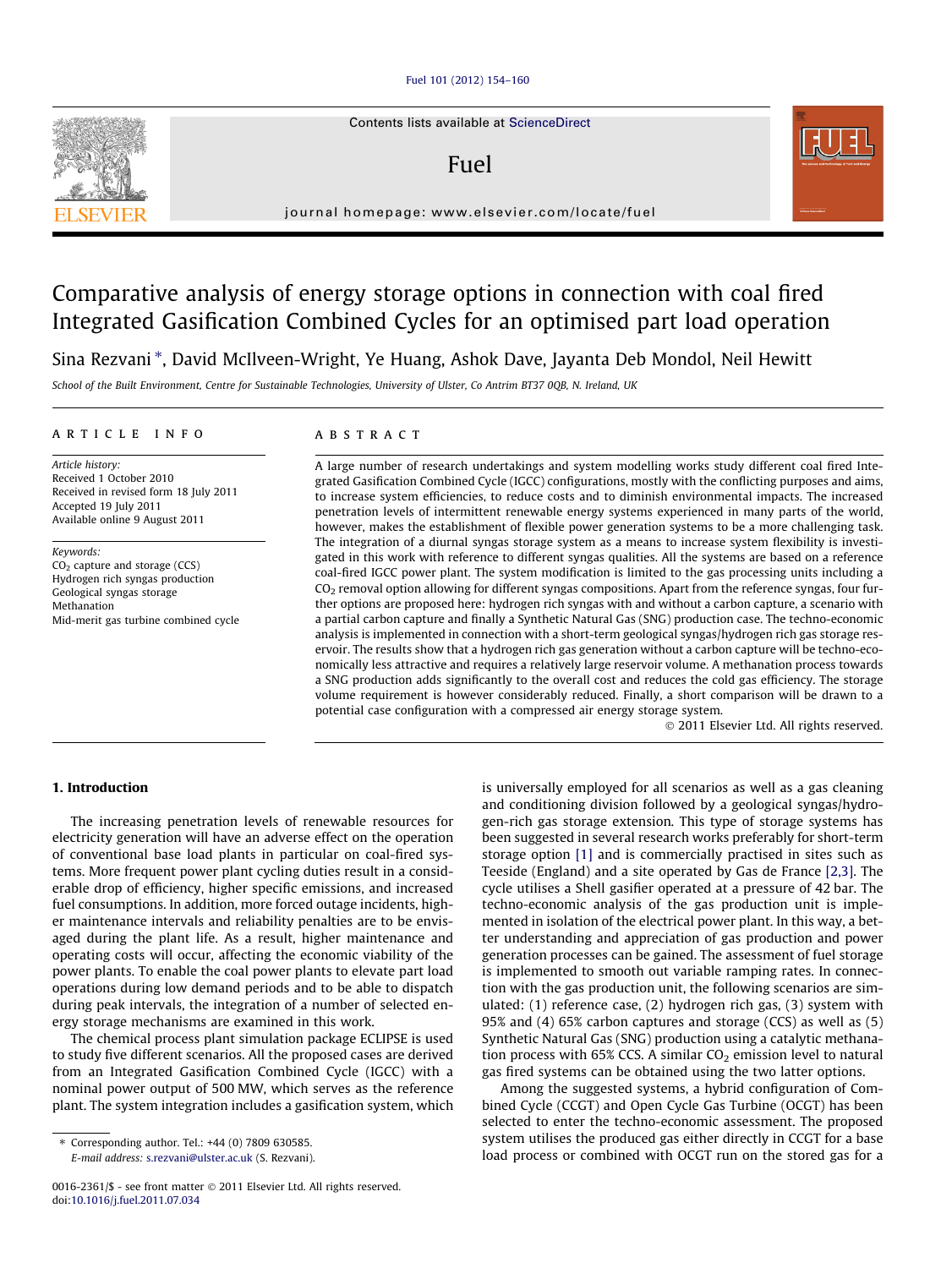# Comparative analysis of energy storage options in connection with coal fired Integrated Gasification Combined Cycles for an optimised part load operation

Sina Rezvani *, David McIlveen-Wright, Ye Huang, Ashok Dave, Jayanta Deb Mondol, Neil Hewitt

*School of the Built Environment, Centre for Sustainable Technologies, University of Ulster, Co Antrim BT37 0QB, N. Ireland, UK*

## ARTICLE INFO

*Article history:*
Received 1 October 2010
Received in revised form 18 July 2011
Accepted 19 July 2011
Available online 9 August 2011

*Keywords:*
$CO_2$ capture and storage (CCS)
Hydrogen rich syngas production
Geological syngas storage
Methanation
Mid-merit gas turbine combined cycle

## ABSTRACT

A large number of research undertakings and system modelling works study different coal fired Integrated Gasification Combined Cycle (IGCC) configurations, mostly with the conflicting purposes and aims, to increase system efficiencies, to reduce costs and to diminish environmental impacts. The increased penetration levels of intermittent renewable energy systems experienced in many parts of the world, however, makes the establishment of flexible power generation systems to be a more challenging task. The integration of a diurnal syngas storage system as a means to increase system flexibility is investigated in this work with reference to different syngas qualities. All the systems are based on a reference coal-fired IGCC power plant. The system modification is limited to the gas processing units including a $CO_2$ removal option allowing for different syngas compositions. Apart from the reference syngas, four further options are proposed here: hydrogen rich syngas with and without a carbon capture, a scenario with a partial carbon capture and finally a Synthetic Natural Gas (SNG) production case. The techno-economic analysis is implemented in connection with a short-term geological syngas/hydrogen rich gas storage reservoir. The results show that a hydrogen rich gas generation without a carbon capture will be techno-economically less attractive and requires a relatively large reservoir volume. A methanation process towards a SNG production adds significantly to the overall cost and reduces the cold gas efficiency. The storage volume requirement is however considerably reduced. Finally, a short comparison will be drawn to a potential case configuration with a compressed air energy storage system.

© 2011 Elsevier Ltd. All rights reserved.

## 1. Introduction

The increasing penetration levels of renewable resources for electricity generation will have an adverse effect on the operation of conventional base load plants in particular on coal-fired systems. More frequent power plant cycling duties result in a considerable drop of efficiency, higher specific emissions, and increased fuel consumptions. In addition, more forced outage incidents, higher maintenance intervals and reliability penalties are to be envisaged during the plant life. As a result, higher maintenance and operating costs will occur, affecting the economic viability of the power plants. To enable the coal power plants to elevate part load operations during low demand periods and to be able to dispatch during peak intervals, the integration of a number of selected energy storage mechanisms are examined in this work.

The chemical process plant simulation package ECLIPSE is used to study five different scenarios. All the proposed cases are derived from an Integrated Gasification Combined Cycle (IGCC) with a nominal power output of 500 MW, which serves as the reference plant. The system integration includes a gasification system, which is universally employed for all scenarios as well as a gas cleaning and conditioning division followed by a geological syngas/hydrogen-rich gas storage extension. This type of storage systems has been suggested in several research works preferably for short-term storage option [1] and is commercially practised in sites such as Teeside (England) and a site operated by Gas de France [2,3]. The cycle utilises a Shell gasifier operated at a pressure of 42 bar. The techno-economic analysis of the gas production unit is implemented in isolation of the electrical power plant. In this way, a better understanding and appreciation of gas production and power generation processes can be gained. The assessment of fuel storage is implemented to smooth out variable ramping rates. In connection with the gas production unit, the following scenarios are simulated: (1) reference case, (2) hydrogen rich gas, (3) system with 95% and (4) 65% carbon captures and storage (CCS) as well as (5) Synthetic Natural Gas (SNG) production using a catalytic methanation process with 65% CCS. A similar $CO_2$ emission level to natural gas fired systems can be obtained using the two latter options.

Among the suggested systems, a hybrid configuration of Combined Cycle (CCGT) and Open Cycle Gas Turbine (OCGT) has been selected to enter the techno-economic assessment. The proposed system utilises the produced gas either directly in CCGT for a base load process or combined with OCGT run on the stored gas for a

* Corresponding author. Tel.: +44 (0) 7809 630585.
*E-mail address:* s.rezvani@ulster.ac.uk (S. Rezvani).

0016-2361/$ - see front matter © 2011 Elsevier Ltd. All rights reserved.
doi:10.1016/j.fuel.2011.07.034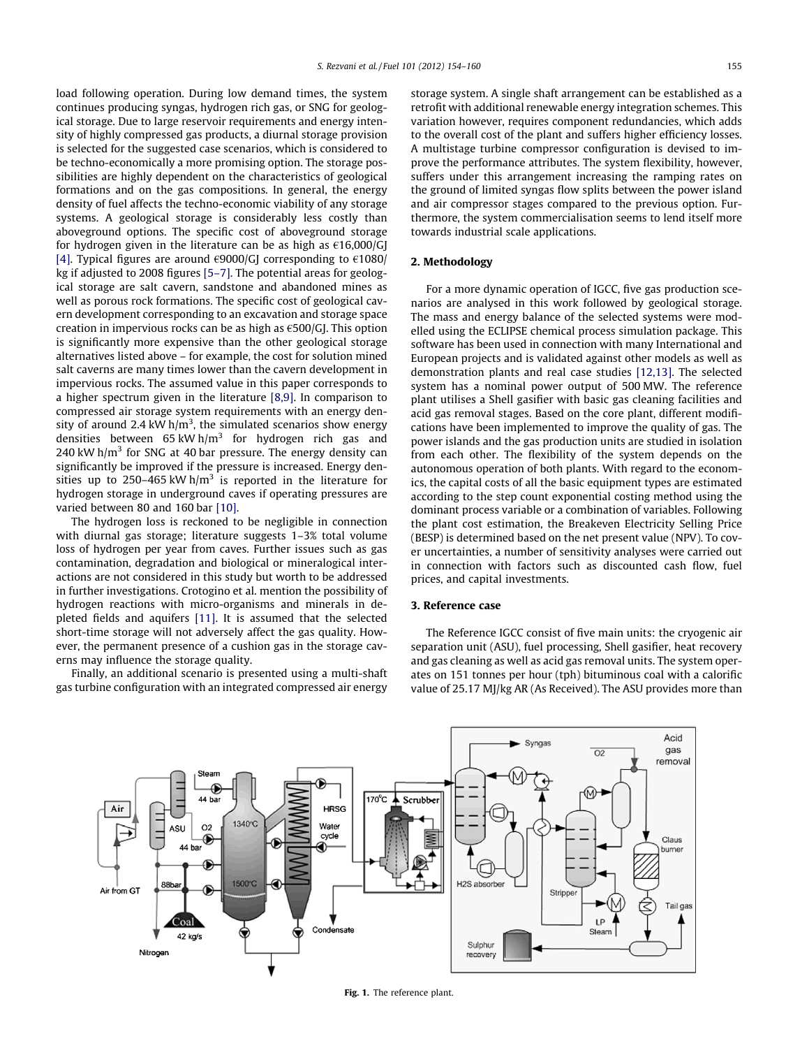load following operation. During low demand times, the system continues producing syngas, hydrogen rich gas, or SNG for geological storage. Due to large reservoir requirements and energy intensity of highly compressed gas products, a diurnal storage provision is selected for the suggested case scenarios, which is considered to be techno-economically a more promising option. The storage possibilities are highly dependent on the characteristics of geological formations and on the gas compositions. In general, the energy density of fuel affects the techno-economic viability of any storage systems. A geological storage is considerably less costly than aboveground options. The specific cost of aboveground storage for hydrogen given in the literature can be as high as €16,000/GJ [4]. Typical figures are around €9000/GJ corresponding to €1080/kg if adjusted to 2008 figures [5–7]. The potential areas for geological storage are salt cavern, sandstone and abandoned mines as well as porous rock formations. The specific cost of geological cavern development corresponding to an excavation and storage space creation in impervious rocks can be as high as €500/GJ. This option is significantly more expensive than the other geological storage alternatives listed above – for example, the cost for solution mined salt caverns are many times lower than the cavern development in impervious rocks. The assumed value in this paper corresponds to a higher spectrum given in the literature [8,9]. In comparison to compressed air storage system requirements with an energy density of around 2.4 kW h/m$^3$, the simulated scenarios show energy densities between 65 kW h/m$^3$ for hydrogen rich gas and 240 kW h/m$^3$ for SNG at 40 bar pressure. The energy density can significantly be improved if the pressure is increased. Energy densities up to 250–465 kW h/m$^3$ is reported in the literature for hydrogen storage in underground caves if operating pressures are varied between 80 and 160 bar [10].

The hydrogen loss is reckoned to be negligible in connection with diurnal gas storage; literature suggests 1–3% total volume loss of hydrogen per year from caves. Further issues such as gas contamination, degradation and biological or mineralogical interactions are not considered in this study but worth to be addressed in further investigations. Crotogino et al. mention the possibility of hydrogen reactions with micro-organisms and minerals in depleted fields and aquifers [11]. It is assumed that the selected short-time storage will not adversely affect the gas quality. However, the permanent presence of a cushion gas in the storage caverns may influence the storage quality.

Finally, an additional scenario is presented using a multi-shaft gas turbine configuration with an integrated compressed air energy storage system. A single shaft arrangement can be established as a retrofit with additional renewable energy integration schemes. This variation however, requires component redundancies, which adds to the overall cost of the plant and suffers higher efficiency losses. A multistage turbine compressor configuration is devised to improve the performance attributes. The system flexibility, however, suffers under this arrangement increasing the ramping rates on the ground of limited syngas flow splits between the power island and air compressor stages compared to the previous option. Furthermore, the system commercialisation seems to lend itself more towards industrial scale applications.

## 2. Methodology

For a more dynamic operation of IGCC, five gas production scenarios are analysed in this work followed by geological storage. The mass and energy balance of the selected systems were modelled using the ECLIPSE chemical process simulation package. This software has been used in connection with many International and European projects and is validated against other models as well as demonstration plants and real case studies [12,13]. The selected system has a nominal power output of 500 MW. The reference plant utilises a Shell gasifier with basic gas cleaning facilities and acid gas removal stages. Based on the core plant, different modifications have been implemented to improve the quality of gas. The power islands and the gas production units are studied in isolation from each other. The flexibility of the system depends on the autonomous operation of both plants. With regard to the economics, the capital costs of all the basic equipment types are estimated according to the step count exponential costing method using the dominant process variable or a combination of variables. Following the plant cost estimation, the Breakeven Electricity Selling Price (BESP) is determined based on the net present value (NPV). To cover uncertainties, a number of sensitivity analyses were carried out in connection with factors such as discounted cash flow, fuel prices, and capital investments.

## 3. Reference case

The Reference IGCC consist of five main units: the cryogenic air separation unit (ASU), fuel processing, Shell gasifier, heat recovery and gas cleaning as well as acid gas removal units. The system operates on 151 tonnes per hour (tph) bituminous coal with a calorific value of 25.17 MJ/kg AR (As Received). The ASU provides more than

**Fig. 1.** The reference plant.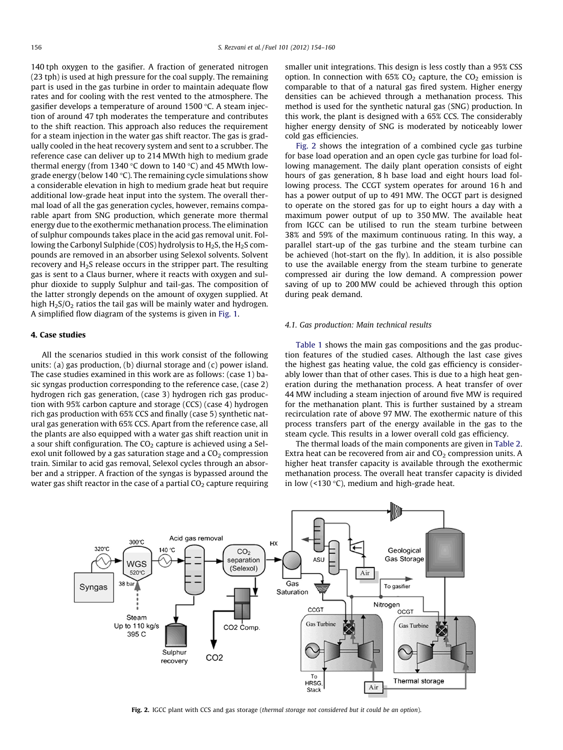140 tph oxygen to the gasifier. A fraction of generated nitrogen (23 tph) is used at high pressure for the coal supply. The remaining part is used in the gas turbine in order to maintain adequate flow rates and for cooling with the rest vented to the atmosphere. The gasifier develops a temperature of around 1500 °C. A steam injection of around 47 tph moderates the temperature and contributes to the shift reaction. This approach also reduces the requirement for a steam injection in the water gas shift reactor. The gas is gradually cooled in the heat recovery system and sent to a scrubber. The reference case can deliver up to 214 MWth high to medium grade thermal energy (from 1340 °C down to 140 °C) and 45 MWth low-grade energy (below 140 °C). The remaining cycle simulations show a considerable elevation in high to medium grade heat but require additional low-grade heat input into the system. The overall thermal load of all the gas generation cycles, however, remains comparable apart from SNG production, which generate more thermal energy due to the exothermic methanation process. The elimination of sulphur compounds takes place in the acid gas removal unit. Following the Carbonyl Sulphide (COS) hydrolysis to $H_2S$, the $H_2S$ compounds are removed in an absorber using Selexol solvents. Solvent recovery and $H_2S$ release occurs in the stripper part. The resulting gas is sent to a Claus burner, where it reacts with oxygen and sulphur dioxide to supply Sulphur and tail-gas. The composition of the latter strongly depends on the amount of oxygen supplied. At high $H_2S/O_2$ ratios the tail gas will be mainly water and hydrogen. A simplified flow diagram of the systems is given in Fig. 1.

## 4. Case studies

All the scenarios studied in this work consist of the following units: (a) gas production, (b) diurnal storage and (c) power island. The case studies examined in this work are as follows: (case 1) basic syngas production corresponding to the reference case, (case 2) hydrogen rich gas generation, (case 3) hydrogen rich gas production with 95% carbon capture and storage (CCS) (case 4) hydrogen rich gas production with 65% CCS and finally (case 5) synthetic natural gas generation with 65% CCS. Apart from the reference case, all the plants are also equipped with a water gas shift reaction unit in a sour shift configuration. The $CO_2$ capture is achieved using a Selexol unit followed by a gas saturation stage and a $CO_2$ compression train. Similar to acid gas removal, Selexol cycles through an absorber and a stripper. A fraction of the syngas is bypassed around the water gas shift reactor in the case of a partial $CO_2$ capture requiring smaller unit integrations. This design is less costly than a 95% CSS option. In connection with 65% $CO_2$ capture, the $CO_2$ emission is comparable to that of a natural gas fired system. Higher energy densities can be achieved through a methanation process. This method is used for the synthetic natural gas (SNG) production. In this work, the plant is designed with a 65% CCS. The considerably higher energy density of SNG is moderated by noticeably lower cold gas efficiencies.

Fig. 2 shows the integration of a combined cycle gas turbine for base load operation and an open cycle gas turbine for load following management. The daily plant operation consists of eight hours of gas generation, 8 h base load and eight hours load following process. The CCGT system operates for around 16 h and has a power output of up to 491 MW. The OCGT part is designed to operate on the stored gas for up to eight hours a day with a maximum power output of up to 350 MW. The available heat from IGCC can be utilised to run the steam turbine between 38% and 59% of the maximum continuous rating. In this way, a parallel start-up of the gas turbine and the steam turbine can be achieved (hot-start on the fly). In addition, it is also possible to use the available energy from the steam turbine to generate compressed air during the low demand. A compression power saving of up to 200 MW could be achieved through this option during peak demand.

### 4.1. Gas production: Main technical results

Table 1 shows the main gas compositions and the gas production features of the studied cases. Although the last case gives the highest gas heating value, the cold gas efficiency is considerably lower than that of other cases. This is due to a high heat generation during the methanation process. A heat transfer of over 44 MW including a steam injection of around five MW is required for the methanation plant. This is further sustained by a stream recirculation rate of above 97 MW. The exothermic nature of this process transfers part of the energy available in the gas to the steam cycle. This results in a lower overall cold gas efficiency.

The thermal loads of the main components are given in Table 2. Extra heat can be recovered from air and $CO_2$ compression units. A higher heat transfer capacity is available through the exothermic methanation process. The overall heat transfer capacity is divided in low (<130 °C), medium and high-grade heat.

**Fig. 2.** IGCC plant with CCS and gas storage (*thermal storage not considered but it could be an option*).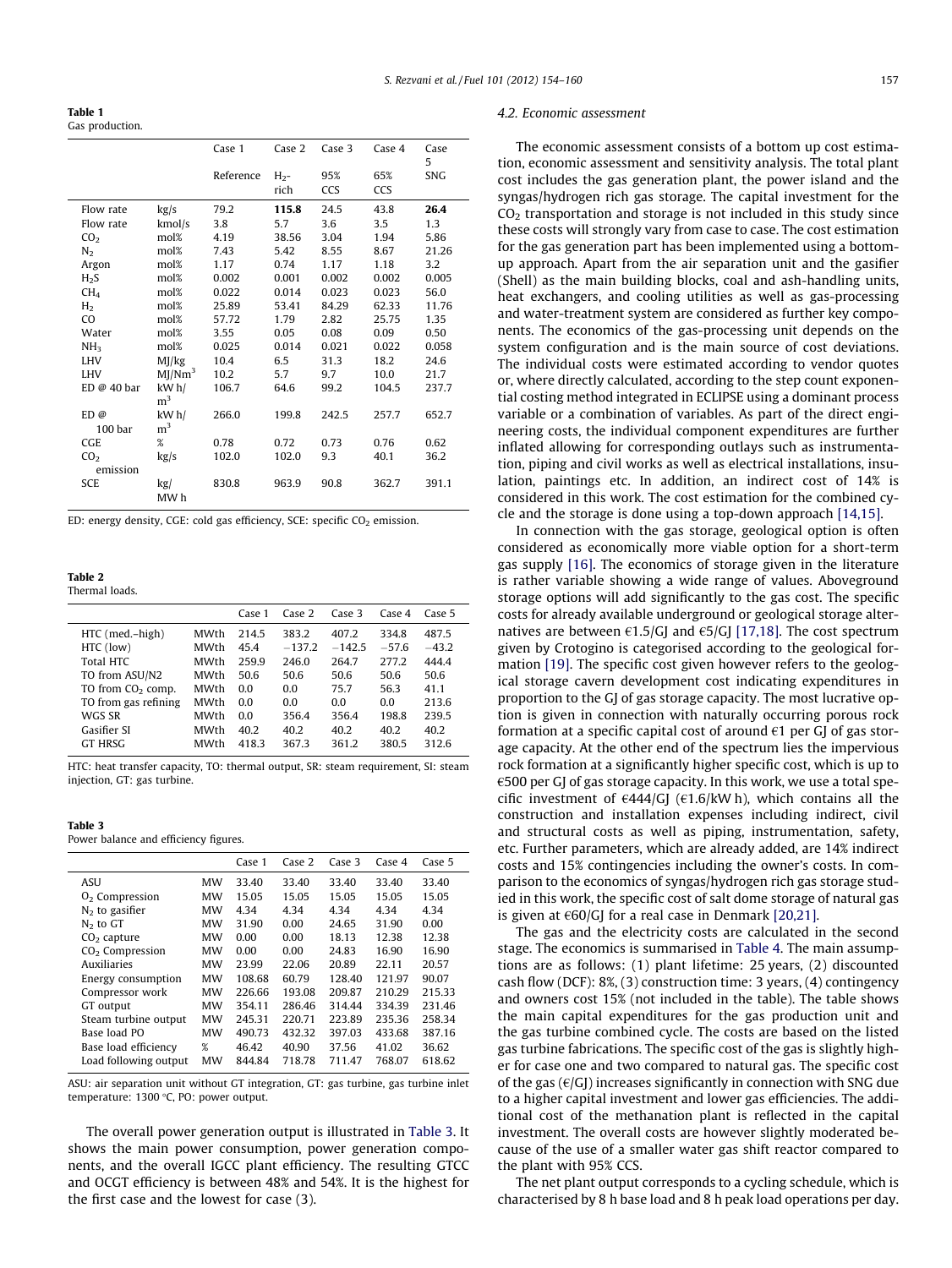**Table 1**
Gas production.

| | | Case 1 | Case 2 | Case 3 | Case 4 | Case 5 |
|---|---|---|---|---|---|---|
| | | Reference | $H_2$-rich | 95% CCS | 65% CCS | SNG |
| Flow rate | kg/s | 79.2 | **115.8** | 24.5 | 43.8 | **26.4** |
| Flow rate | kmol/s | 3.8 | 5.7 | 3.6 | 3.5 | 1.3 |
| $CO_2$ | mol% | 4.19 | 38.56 | 3.04 | 1.94 | 5.86 |
| $N_2$ | mol% | 7.43 | 5.42 | 8.55 | 8.67 | 21.26 |
| Argon | mol% | 1.17 | 0.74 | 1.17 | 1.18 | 3.2 |
| $H_2S$ | mol% | 0.002 | 0.001 | 0.002 | 0.002 | 0.005 |
| $CH_4$ | mol% | 0.022 | 0.014 | 0.023 | 0.023 | 56.0 |
| $H_2$ | mol% | 25.89 | 53.41 | 84.29 | 62.33 | 11.76 |
| CO | mol% | 57.72 | 1.79 | 2.82 | 25.75 | 1.35 |
| Water | mol% | 3.55 | 0.05 | 0.08 | 0.09 | 0.50 |
| $NH_3$ | mol% | 0.025 | 0.014 | 0.021 | 0.022 | 0.058 |
| LHV | MJ/kg | 10.4 | 6.5 | 31.3 | 18.2 | 24.6 |
| LHV | MJ/Nm$^3$ | 10.2 | 5.7 | 9.7 | 10.0 | 21.7 |
| ED @ 40 bar | kW h/m$^3$ | 106.7 | 64.6 | 99.2 | 104.5 | 237.7 |
| ED @ 100 bar | kW h/m$^3$ | 266.0 | 199.8 | 242.5 | 257.7 | 652.7 |
| CGE | % | 0.78 | 0.72 | 0.73 | 0.76 | 0.62 |
| $CO_2$ emission | kg/s | 102.0 | 102.0 | 9.3 | 40.1 | 36.2 |
| SCE | kg/MW h | 830.8 | 963.9 | 90.8 | 362.7 | 391.1 |

ED: energy density, CGE: cold gas efficiency, SCE: specific $CO_2$ emission.

**Table 2**
Thermal loads.

| | | Case 1 | Case 2 | Case 3 | Case 4 | Case 5 |
|---|---|---|---|---|---|---|
| HTC (med.–high) | MWth | 214.5 | 383.2 | 407.2 | 334.8 | 487.5 |
| HTC (low) | MWth | 45.4 | −137.2 | −142.5 | −57.6 | −43.2 |
| Total HTC | MWth | 259.9 | 246.0 | 264.7 | 277.2 | 444.4 |
| TO from ASU/N2 | MWth | 50.6 | 50.6 | 50.6 | 50.6 | 50.6 |
| TO from $CO_2$ comp. | MWth | 0.0 | 0.0 | 75.7 | 56.3 | 41.1 |
| TO from gas refining | MWth | 0.0 | 0.0 | 0.0 | 0.0 | 213.6 |
| WGS SR | MWth | 0.0 | 356.4 | 356.4 | 198.8 | 239.5 |
| Gasifier SI | MWth | 40.2 | 40.2 | 40.2 | 40.2 | 40.2 |
| GT HRSG | MWth | 418.3 | 367.3 | 361.2 | 380.5 | 312.6 |

HTC: heat transfer capacity, TO: thermal output, SR: steam requirement, SI: steam injection, GT: gas turbine.

**Table 3**
Power balance and efficiency figures.

| | | Case 1 | Case 2 | Case 3 | Case 4 | Case 5 |
|---|---|---|---|---|---|---|
| ASU | MW | 33.40 | 33.40 | 33.40 | 33.40 | 33.40 |
| $O_2$ Compression | MW | 15.05 | 15.05 | 15.05 | 15.05 | 15.05 |
| $N_2$ to gasifier | MW | 4.34 | 4.34 | 4.34 | 4.34 | 4.34 |
| $N_2$ to GT | MW | 31.90 | 0.00 | 24.65 | 31.90 | 0.00 |
| $CO_2$ capture | MW | 0.00 | 0.00 | 18.13 | 12.38 | 12.38 |
| $CO_2$ Compression | MW | 0.00 | 0.00 | 24.83 | 16.90 | 16.90 |
| Auxiliaries | MW | 23.99 | 22.06 | 20.89 | 22.11 | 20.57 |
| Energy consumption | MW | 108.68 | 60.79 | 128.40 | 121.97 | 90.07 |
| Compressor work | MW | 226.66 | 193.08 | 209.87 | 210.29 | 215.33 |
| GT output | MW | 354.11 | 286.46 | 314.44 | 334.39 | 231.46 |
| Steam turbine output | MW | 245.31 | 220.71 | 223.89 | 235.36 | 258.34 |
| Base load PO | MW | 490.73 | 432.32 | 397.03 | 433.68 | 387.16 |
| Base load efficiency | % | 46.42 | 40.90 | 37.56 | 41.02 | 36.62 |
| Load following output | MW | 844.84 | 718.78 | 711.47 | 768.07 | 618.62 |

ASU: air separation unit without GT integration, GT: gas turbine, gas turbine inlet temperature: 1300 °C, PO: power output.

The overall power generation output is illustrated in Table 3. It shows the main power consumption, power generation components, and the overall IGCC plant efficiency. The resulting GTCC and OCGT efficiency is between 48% and 54%. It is the highest for the first case and the lowest for case (3).

### 4.2. Economic assessment

The economic assessment consists of a bottom up cost estimation, economic assessment and sensitivity analysis. The total plant cost includes the gas generation plant, the power island and the syngas/hydrogen rich gas storage. The capital investment for the $CO_2$ transportation and storage is not included in this study since these costs will strongly vary from case to case. The cost estimation for the gas generation part has been implemented using a bottom-up approach. Apart from the air separation unit and the gasifier (Shell) as the main building blocks, coal and ash-handling units, heat exchangers, and cooling utilities as well as gas-processing and water-treatment system are considered as further key components. The economics of the gas-processing unit depends on the system configuration and is the main source of cost deviations. The individual costs were estimated according to vendor quotes or, where directly calculated, according to the step count exponential costing method integrated in ECLIPSE using a dominant process variable or a combination of variables. As part of the direct engineering costs, the individual component expenditures are further inflated allowing for corresponding outlays such as instrumentation, piping and civil works as well as electrical installations, insulation, paintings etc. In addition, an indirect cost of 14% is considered in this work. The cost estimation for the combined cycle and the storage is done using a top-down approach [14,15].

In connection with the gas storage, geological option is often considered as economically more viable option for a short-term gas supply [16]. The economics of storage given in the literature is rather variable showing a wide range of values. Aboveground storage options will add significantly to the gas cost. The specific costs for already available underground or geological storage alternatives are between €1.5/GJ and €5/GJ [17,18]. The cost spectrum given by Crotogino is categorised according to the geological formation [19]. The specific cost given however refers to the geological storage cavern development cost indicating expenditures in proportion to the GJ of gas storage capacity. The most lucrative option is given in connection with naturally occurring porous rock formation at a specific capital cost of around €1 per GJ of gas storage capacity. At the other end of the spectrum lies the impervious rock formation at a significantly higher specific cost, which is up to €500 per GJ of gas storage capacity. In this work, we use a total specific investment of €444/GJ (€1.6/kW h), which contains all the construction and installation expenses including indirect, civil and structural costs as well as piping, instrumentation, safety, etc. Further parameters, which are already added, are 14% indirect costs and 15% contingencies including the owner's costs. In comparison to the economics of syngas/hydrogen rich gas storage studied in this work, the specific cost of salt dome storage of natural gas is given at €60/GJ for a real case in Denmark [20,21].

The gas and the electricity costs are calculated in the second stage. The economics is summarised in Table 4. The main assumptions are as follows: (1) plant lifetime: 25 years, (2) discounted cash flow (DCF): 8%, (3) construction time: 3 years, (4) contingency and owners cost 15% (not included in the table). The table shows the main capital expenditures for the gas production unit and the gas turbine combined cycle. The costs are based on the listed gas turbine fabrications. The specific cost of the gas is slightly higher for case one and two compared to natural gas. The specific cost of the gas (€/GJ) increases significantly in connection with SNG due to a higher capital investment and lower gas efficiencies. The additional cost of the methanation plant is reflected in the capital investment. The overall costs are however slightly moderated because of the use of a smaller water gas shift reactor compared to the plant with 95% CCS.

The net plant output corresponds to a cycling schedule, which is characterised by 8 h base load and 8 h peak load operations per day.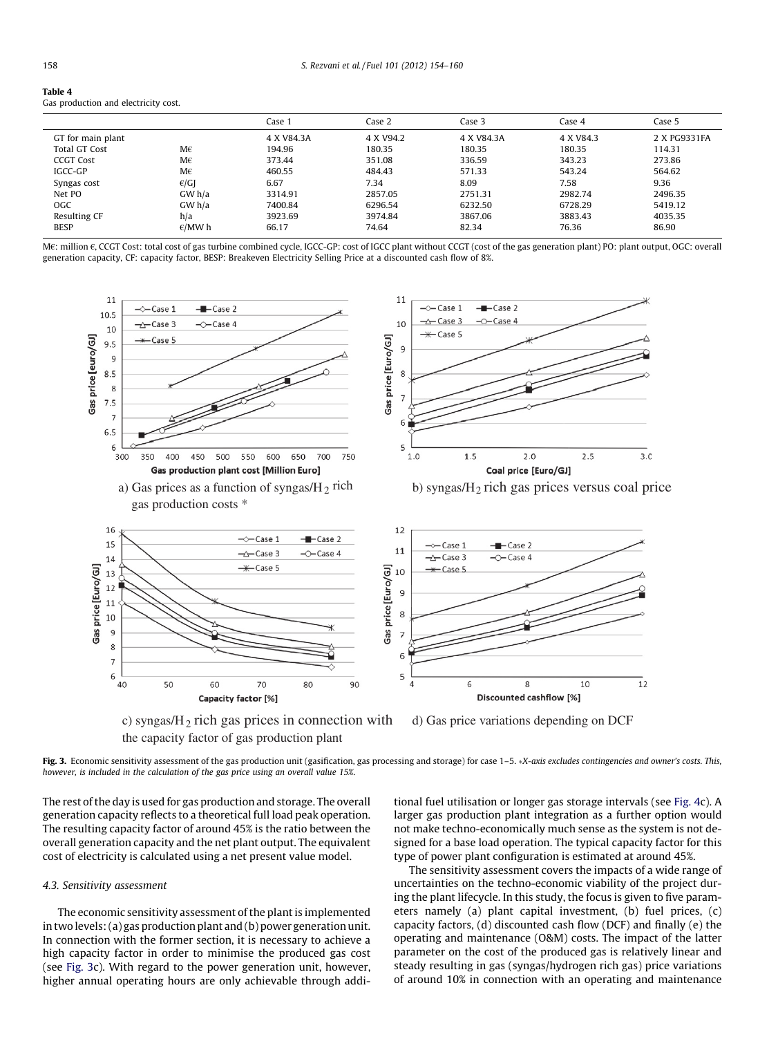**Table 4**
Gas production and electricity cost.

| | | Case 1 | Case 2 | Case 3 | Case 4 | Case 5 |
|---|---|---|---|---|---|---|
| GT for main plant | | 4 X V84.3A | 4 X V94.2 | 4 X V84.3A | 4 X V84.3 | 2 X PG9331FA |
| Total GT Cost | M€ | 194.96 | 180.35 | 180.35 | 180.35 | 114.31 |
| CCGT Cost | M€ | 373.44 | 351.08 | 336.59 | 343.23 | 273.86 |
| IGCC-GP | M€ | 460.55 | 484.43 | 571.33 | 543.24 | 564.62 |
| Syngas cost | €/GJ | 6.67 | 7.34 | 8.09 | 7.58 | 9.36 |
| Net PO | GW h/a | 3314.91 | 2857.05 | 2751.31 | 2982.74 | 2496.35 |
| OGC | GW h/a | 7400.84 | 6296.54 | 6232.50 | 6728.29 | 5419.12 |
| Resulting CF | h/a | 3923.69 | 3974.84 | 3867.06 | 3883.43 | 4035.35 |
| BESP | €/MW h | 66.17 | 74.64 | 82.34 | 76.36 | 86.90 |

M€: million €, CCGT Cost: total cost of gas turbine combined cycle, IGCC-GP: cost of IGCC plant without CCGT (cost of the gas generation plant) PO: plant output, OGC: overall generation capacity, CF: capacity factor, BESP: Breakeven Electricity Selling Price at a discounted cash flow of 8%.

a) Gas prices as a function of syngas/$H_2$ rich gas production costs *

b) syngas/$H_2$ rich gas prices versus coal price

c) syngas/$H_2$ rich gas prices in connection with the capacity factor of gas production plant

d) Gas price variations depending on DCF

**Fig. 3.** Economic sensitivity assessment of the gas production unit (gasification, gas processing and storage) for case 1–5. *X-axis excludes contingencies and owner's costs. This, however, is included in the calculation of the gas price using an overall value 15%.*

The rest of the day is used for gas production and storage. The overall generation capacity reflects to a theoretical full load peak operation. The resulting capacity factor of around 45% is the ratio between the overall generation capacity and the net plant output. The equivalent cost of electricity is calculated using a net present value model.

### 4.3. Sensitivity assessment

The economic sensitivity assessment of the plant is implemented in two levels: (a) gas production plant and (b) power generation unit. In connection with the former section, it is necessary to achieve a high capacity factor in order to minimise the produced gas cost (see Fig. 3c). With regard to the power generation unit, however, higher annual operating hours are only achievable through additional fuel utilisation or longer gas storage intervals (see Fig. 4c). A larger gas production plant integration as a further option would not make techno-economically much sense as the system is not designed for a base load operation. The typical capacity factor for this type of power plant configuration is estimated at around 45%.

The sensitivity assessment covers the impacts of a wide range of uncertainties on the techno-economic viability of the project during the plant lifecycle. In this study, the focus is given to five parameters namely (a) plant capital investment, (b) fuel prices, (c) capacity factors, (d) discounted cash flow (DCF) and finally (e) the operating and maintenance (O&M) costs. The impact of the latter parameter on the cost of the produced gas is relatively linear and steady resulting in gas (syngas/hydrogen rich gas) price variations of around 10% in connection with an operating and maintenance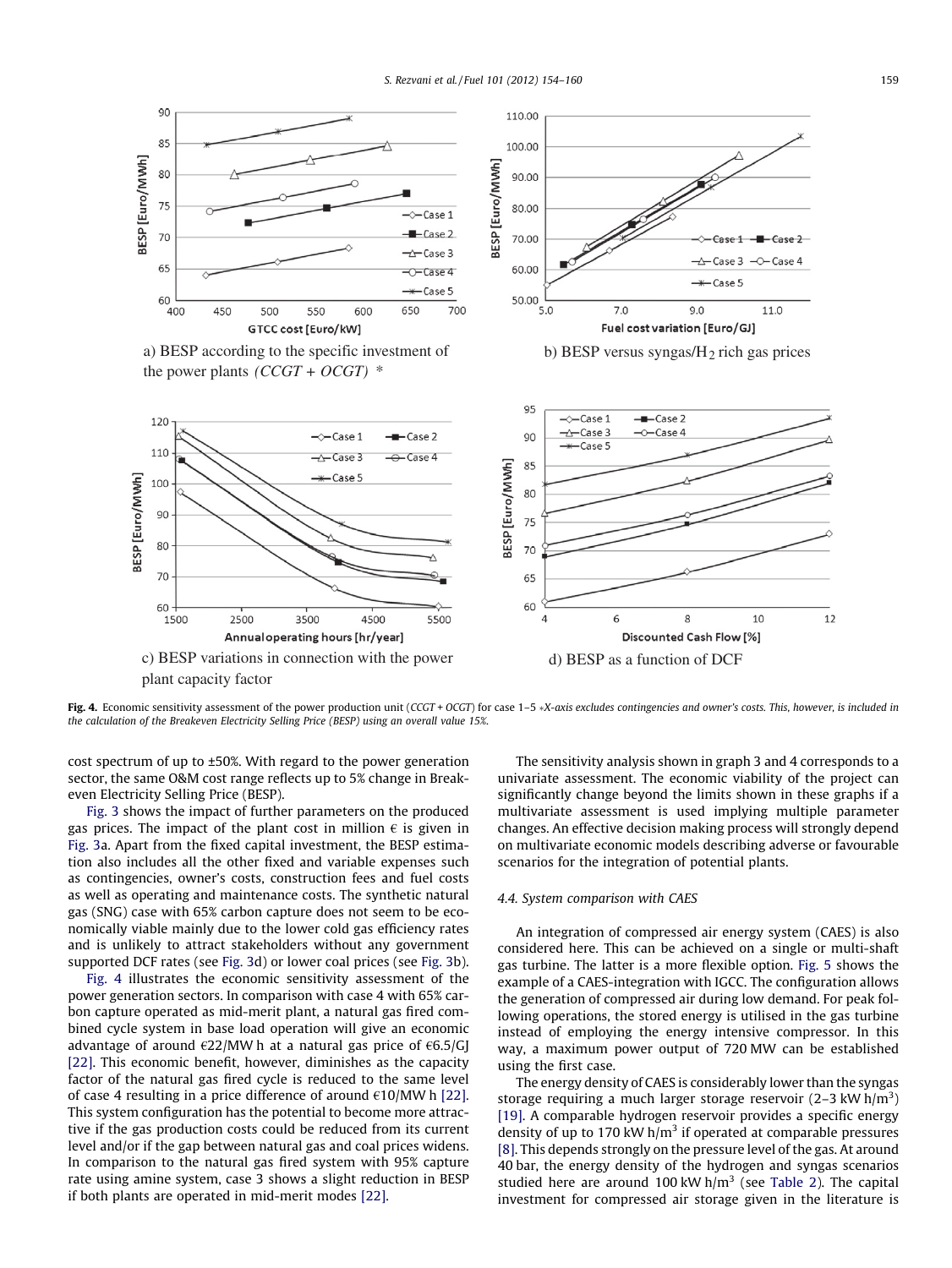a) BESP according to the specific investment of the power plants *(CCGT + OCGT)* *

b) BESP versus syngas/$H_2$ rich gas prices

c) BESP variations in connection with the power plant capacity factor

d) BESP as a function of DCF

**Fig. 4.** Economic sensitivity assessment of the power production unit (*CCGT + OCGT*) for case 1–5 **X-axis excludes contingencies and owner's costs. This, however, is included in the calculation of the Breakeven Electricity Selling Price (BESP) using an overall value 15%.*

cost spectrum of up to ±50%. With regard to the power generation sector, the same O&M cost range reflects up to 5% change in Breakeven Electricity Selling Price (BESP).

Fig. 3 shows the impact of further parameters on the produced gas prices. The impact of the plant cost in million € is given in Fig. 3a. Apart from the fixed capital investment, the BESP estimation also includes all the other fixed and variable expenses such as contingencies, owner's costs, construction fees and fuel costs as well as operating and maintenance costs. The synthetic natural gas (SNG) case with 65% carbon capture does not seem to be economically viable mainly due to the lower cold gas efficiency rates and is unlikely to attract stakeholders without any government supported DCF rates (see Fig. 3d) or lower coal prices (see Fig. 3b).

Fig. 4 illustrates the economic sensitivity assessment of the power generation sectors. In comparison with case 4 with 65% carbon capture operated as mid-merit plant, a natural gas fired combined cycle system in base load operation will give an economic advantage of around €22/MW h at a natural gas price of €6.5/GJ [22]. This economic benefit, however, diminishes as the capacity factor of the natural gas fired cycle is reduced to the same level of case 4 resulting in a price difference of around €10/MW h [22]. This system configuration has the potential to become more attractive if the gas production costs could be reduced from its current level and/or if the gap between natural gas and coal prices widens. In comparison to the natural gas fired system with 95% capture rate using amine system, case 3 shows a slight reduction in BESP if both plants are operated in mid-merit modes [22].

The sensitivity analysis shown in graph 3 and 4 corresponds to a univariate assessment. The economic viability of the project can significantly change beyond the limits shown in these graphs if a multivariate assessment is used implying multiple parameter changes. An effective decision making process will strongly depend on multivariate economic models describing adverse or favourable scenarios for the integration of potential plants.

### 4.4. System comparison with CAES

An integration of compressed air energy system (CAES) is also considered here. This can be achieved on a single or multi-shaft gas turbine. The latter is a more flexible option. Fig. 5 shows the example of a CAES-integration with IGCC. The configuration allows the generation of compressed air during low demand. For peak following operations, the stored energy is utilised in the gas turbine instead of employing the energy intensive compressor. In this way, a maximum power output of 720 MW can be established using the first case.

The energy density of CAES is considerably lower than the syngas storage requiring a much larger storage reservoir (2–3 kW h/$m^3$) [19]. A comparable hydrogen reservoir provides a specific energy density of up to 170 kW h/$m^3$ if operated at comparable pressures [8]. This depends strongly on the pressure level of the gas. At around 40 bar, the energy density of the hydrogen and syngas scenarios studied here are around 100 kW h/$m^3$ (see Table 2). The capital investment for compressed air storage given in the literature is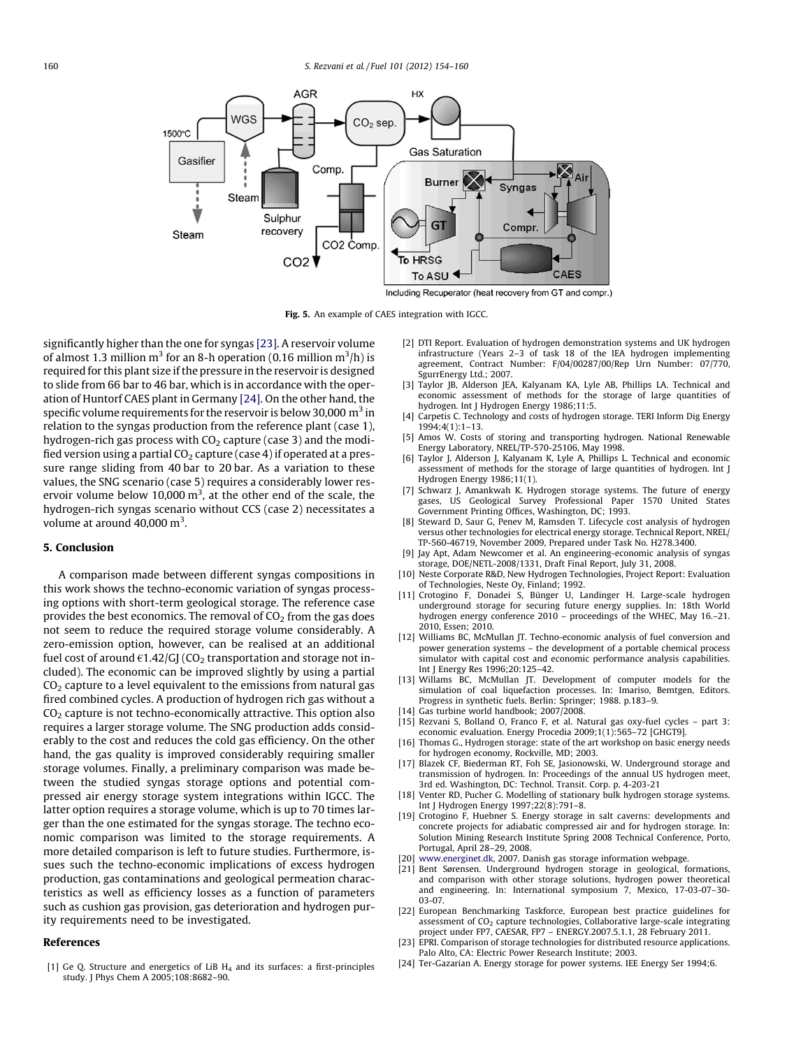AGR

HX

WGS

$CO_2$ sep.

1500°C

Gasifier

Gas Saturation

Comp.

Burner

Syngas

Air

Steam

Sulphur recovery

GT

Compr.

Steam

CO2 Comp.

To HRSG

CO2

To ASU

CAES

Including Recuperator (heat recovery from GT and compr.)

**Fig. 5.** An example of CAES integration with IGCC.

significantly higher than the one for syngas [23]. A reservoir volume of almost 1.3 million $m^3$ for an 8-h operation (0.16 million $m^3$/h) is required for this plant size if the pressure in the reservoir is designed to slide from 66 bar to 46 bar, which is in accordance with the operation of Huntorf CAES plant in Germany [24]. On the other hand, the specific volume requirements for the reservoir is below 30,000 $m^3$ in relation to the syngas production from the reference plant (case 1), hydrogen-rich gas process with $CO_2$ capture (case 3) and the modified version using a partial $CO_2$ capture (case 4) if operated at a pressure range sliding from 40 bar to 20 bar. As a variation to these values, the SNG scenario (case 5) requires a considerably lower reservoir volume below 10,000 $m^3$, at the other end of the scale, the hydrogen-rich syngas scenario without CCS (case 2) necessitates a volume at around 40,000 $m^3$.

## 5. Conclusion

A comparison made between different syngas compositions in this work shows the techno-economic variation of syngas processing options with short-term geological storage. The reference case provides the best economics. The removal of $CO_2$ from the gas does not seem to reduce the required storage volume considerably. A zero-emission option, however, can be realised at an additional fuel cost of around €1.42/GJ ($CO_2$ transportation and storage not included). The economic can be improved slightly by using a partial $CO_2$ capture to a level equivalent to the emissions from natural gas fired combined cycles. A production of hydrogen rich gas without a $CO_2$ capture is not techno-economically attractive. This option also requires a larger storage volume. The SNG production adds considerably to the cost and reduces the cold gas efficiency. On the other hand, the gas quality is improved considerably requiring smaller storage volumes. Finally, a preliminary comparison was made between the studied syngas storage options and potential compressed air energy storage system integrations within IGCC. The latter option requires a storage volume, which is up to 70 times larger than the one estimated for the syngas storage. The techno economic comparison was limited to the storage requirements. A more detailed comparison is left to future studies. Furthermore, issues such the techno-economic implications of excess hydrogen production, gas contaminations and geological permeation characteristics as well as efficiency losses as a function of parameters such as cushion gas provision, gas deterioration and hydrogen purity requirements need to be investigated.

## References

[1] Ge Q. Structure and energetics of LiB $H_4$ and its surfaces: a first-principles study. J Phys Chem A 2005;108:8682–90.

[2] DTI Report. Evaluation of hydrogen demonstration systems and UK hydrogen infrastructure (Years 2–3 of task 18 of the IEA hydrogen implementing agreement, Contract Number: F/04/00287/00/Rep Urn Number: 07/770, SgurrEnergy Ltd.; 2007.

[3] Taylor JB, Alderson JEA, Kalyanam KA, Lyle AB, Phillips LA. Technical and economic assessment of methods for the storage of large quantities of hydrogen. Int J Hydrogen Energy 1986;11:5.

[4] Carpetis C. Technology and costs of hydrogen storage. TERI Inform Dig Energy 1994;4(1):1–13.

[5] Amos W. Costs of storing and transporting hydrogen. National Renewable Energy Laboratory, NREL/TP-570-25106, May 1998.

[6] Taylor J, Alderson J, Kalyanam K, Lyle A, Phillips L. Technical and economic assessment of methods for the storage of large quantities of hydrogen. Int J Hydrogen Energy 1986;11(1).

[7] Schwarz J, Amankwah K. Hydrogen storage systems. The future of energy gases, US Geological Survey Professional Paper 1570 United States Government Printing Offices, Washington, DC; 1993.

[8] Steward D, Saur G, Penev M, Ramsden T. Lifecycle cost analysis of hydrogen versus other technologies for electrical energy storage. Technical Report, NREL/TP-560-46719, November 2009, Prepared under Task No. H278.3400.

[9] Jay Apt, Adam Newcomer et al. An engineering-economic analysis of syngas storage, DOE/NETL-2008/1331, Draft Final Report, July 31, 2008.

[10] Neste Corporate R&D, New Hydrogen Technologies, Project Report: Evaluation of Technologies, Neste Oy, Finland; 1992.

[11] Crotogino F, Donadei S, Bünger U, Landinger H. Large-scale hydrogen underground storage for securing future energy supplies. In: 18th World hydrogen energy conference 2010 – proceedings of the WHEC, May 16.–21. 2010, Essen; 2010.

[12] Williams BC, McMullan JT. Techno-economic analysis of fuel conversion and power generation systems – the development of a portable chemical process simulator with capital cost and economic performance analysis capabilities. Int J Energy Res 1996;20:125–42.

[13] Willams BC, McMullan JT. Development of computer models for the simulation of coal liquefaction processes. In: Imariso, Bemtgen, Editors. Progress in synthetic fuels. Berlin: Springer; 1988. p.183–9.

[14] Gas turbine world handbook; 2007/2008.

[15] Rezvani S, Bolland O, Franco F, et al. Natural gas oxy-fuel cycles – part 3: economic evaluation. Energy Procedia 2009;1(1):565–72 [GHGT9].

[16] Thomas G., Hydrogen storage: state of the art workshop on basic energy needs for hydrogen economy, Rockville, MD; 2003.

[17] Blazek CF, Biederman RT, Foh SE, Jasionowski, W. Underground storage and transmission of hydrogen. In: Proceedings of the annual US hydrogen meet, 3rd ed. Washington, DC: Technol. Transit. Corp. p. 4-203-21

[18] Venter RD, Pucher G. Modelling of stationary bulk hydrogen storage systems. Int J Hydrogen Energy 1997;22(8):791–8.

[19] Crotogino F, Huebner S. Energy storage in salt caverns: developments and concrete projects for adiabatic compressed air and for hydrogen storage. In: Solution Mining Research Institute Spring 2008 Technical Conference, Porto, Portugal, April 28–29, 2008.

[20] www.energinet.dk, 2007. Danish gas storage information webpage.

[21] Bent Sørensen. Underground hydrogen storage in geological, formations, and comparison with other storage solutions, hydrogen power theoretical and engineering. In: International symposium 7, Mexico, 17-03-07–30-03-07.

[22] European Benchmarking Taskforce, European best practice guidelines for assessment of $CO_2$ capture technologies, Collaborative large-scale integrating project under FP7, CAESAR, FP7 – ENERGY.2007.5.1.1, 28 February 2011.

[23] EPRI. Comparison of storage technologies for distributed resource applications. Palo Alto, CA: Electric Power Research Institute; 2003.

[24] Ter-Gazarian A. Energy storage for power systems. IEE Energy Ser 1994;6.